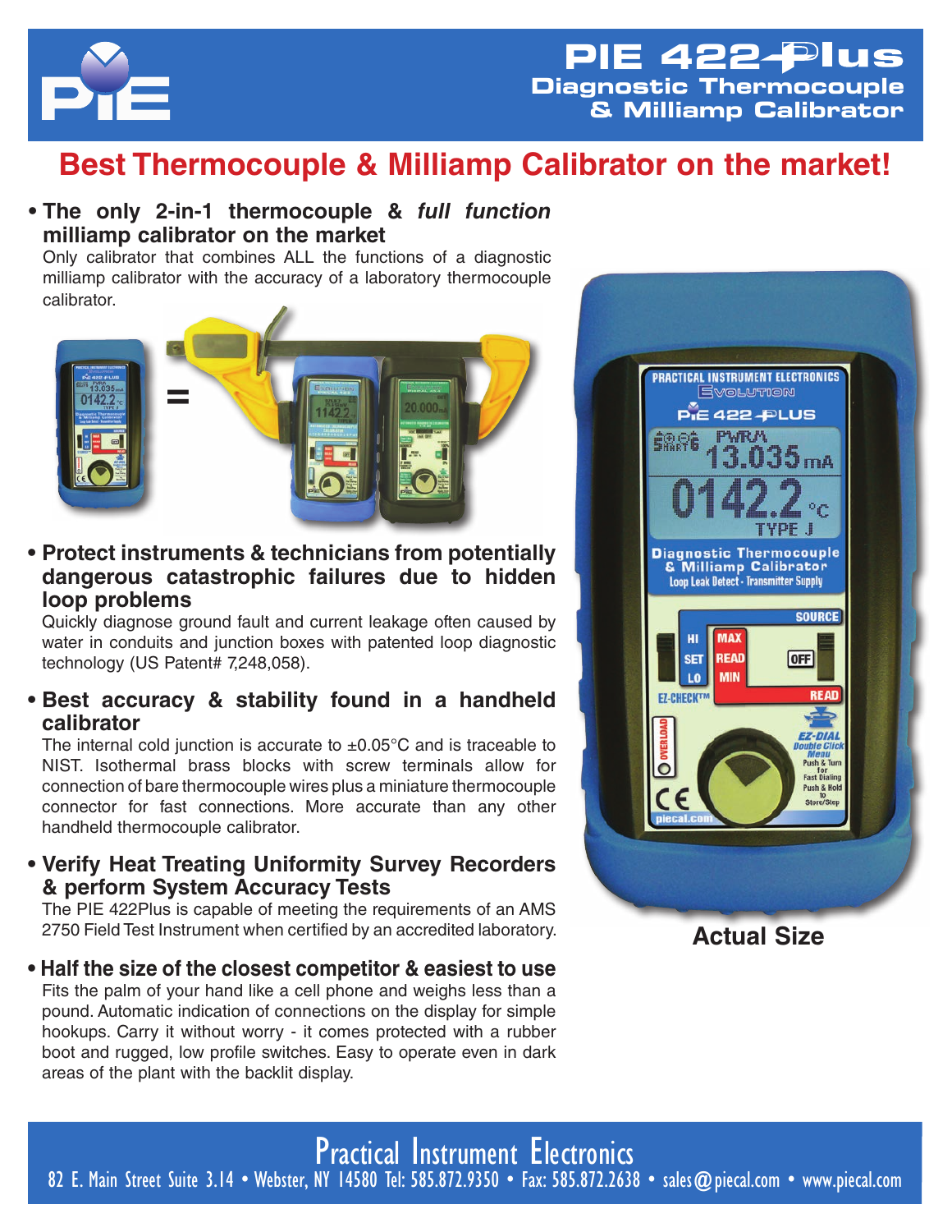# PIE 422-Plus
## Diagnostic Thermocouple & Milliamp Calibrator

## Best Thermocouple & Milliamp Calibrator on the market!

- **The only 2-in-1 thermocouple & *full function* milliamp calibrator on the market**
  Only calibrator that combines ALL the functions of a diagnostic milliamp calibrator with the accuracy of a laboratory thermocouple calibrator.

- **Protect instruments & technicians from potentially dangerous catastrophic failures due to hidden loop problems**
  Quickly diagnose ground fault and current leakage often caused by water in conduits and junction boxes with patented loop diagnostic technology (US Patent# 7,248,058).

- **Best accuracy & stability found in a handheld calibrator**
  The internal cold junction is accurate to ±0.05°C and is traceable to NIST. Isothermal brass blocks with screw terminals allow for connection of bare thermocouple wires plus a miniature thermocouple connector for fast connections. More accurate than any other handheld thermocouple calibrator.

- **Verify Heat Treating Uniformity Survey Recorders & perform System Accuracy Tests**
  The PIE 422Plus is capable of meeting the requirements of an AMS 2750 Field Test Instrument when certified by an accredited laboratory.

- **Half the size of the closest competitor & easiest to use**
  Fits the palm of your hand like a cell phone and weighs less than a pound. Automatic indication of connections on the display for simple hookups. Carry it without worry - it comes protected with a rubber boot and rugged, low profile switches. Easy to operate even in dark areas of the plant with the backlit display.

**Actual Size**

Practical Instrument Electronics
82 E. Main Street Suite 3.14 • Webster, NY 14580 Tel: 585.872.9350 • Fax: 585.872.2638 • sales@piecal.com • www.piecal.com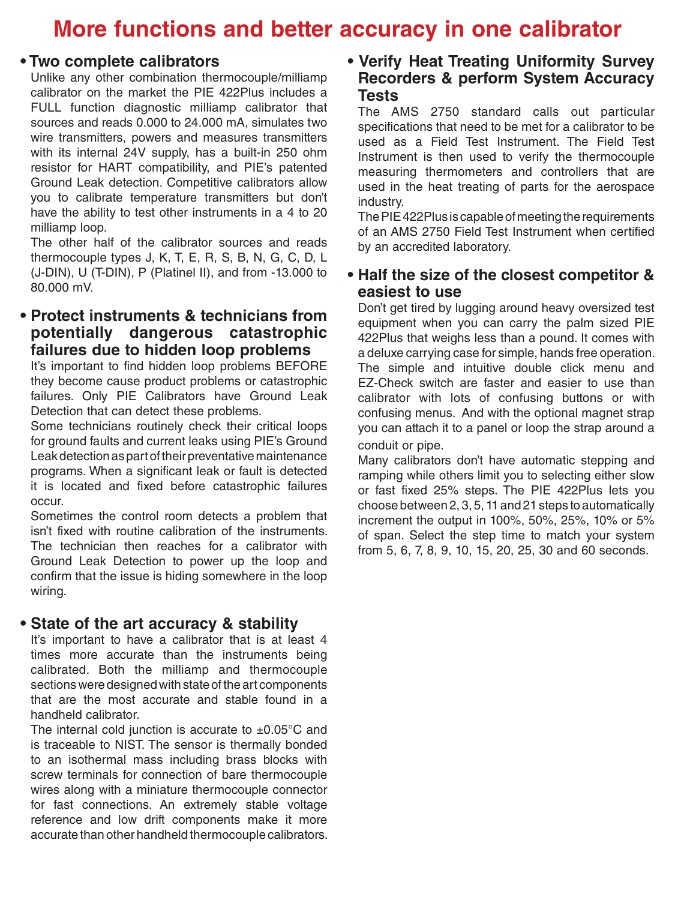# More functions and better accuracy in one calibrator

## • Two complete calibrators

Unlike any other combination thermocouple/milliamp calibrator on the market the PIE 422Plus includes a FULL function diagnostic milliamp calibrator that sources and reads 0.000 to 24.000 mA, simulates two wire transmitters, powers and measures transmitters with its internal 24V supply, has a built-in 250 ohm resistor for HART compatibility, and PIE's patented Ground Leak detection. Competitive calibrators allow you to calibrate temperature transmitters but don't have the ability to test other instruments in a 4 to 20 milliamp loop.

The other half of the calibrator sources and reads thermocouple types J, K, T, E, R, S, B, N, G, C, D, L (J-DIN), U (T-DIN), P (Platinel II), and from -13.000 to 80.000 mV.

## • Protect instruments & technicians from potentially dangerous catastrophic failures due to hidden loop problems

It's important to find hidden loop problems BEFORE they become cause product problems or catastrophic failures. Only PIE Calibrators have Ground Leak Detection that can detect these problems.

Some technicians routinely check their critical loops for ground faults and current leaks using PIE's Ground Leak detection as part of their preventative maintenance programs. When a significant leak or fault is detected it is located and fixed before catastrophic failures occur.

Sometimes the control room detects a problem that isn't fixed with routine calibration of the instruments. The technician then reaches for a calibrator with Ground Leak Detection to power up the loop and confirm that the issue is hiding somewhere in the loop wiring.

## • State of the art accuracy & stability

It's important to have a calibrator that is at least 4 times more accurate than the instruments being calibrated. Both the milliamp and thermocouple sections were designed with state of the art components that are the most accurate and stable found in a handheld calibrator.

The internal cold junction is accurate to ±0.05°C and is traceable to NIST. The sensor is thermally bonded to an isothermal mass including brass blocks with screw terminals for connection of bare thermocouple wires along with a miniature thermocouple connector for fast connections. An extremely stable voltage reference and low drift components make it more accurate than other handheld thermocouple calibrators.

## • Verify Heat Treating Uniformity Survey Recorders & perform System Accuracy Tests

The AMS 2750 standard calls out particular specifications that need to be met for a calibrator to be used as a Field Test Instrument. The Field Test Instrument is then used to verify the thermocouple measuring thermometers and controllers that are used in the heat treating of parts for the aerospace industry.

The PIE 422Plus is capable of meeting the requirements of an AMS 2750 Field Test Instrument when certified by an accredited laboratory.

## • Half the size of the closest competitor & easiest to use

Don't get tired by lugging around heavy oversized test equipment when you can carry the palm sized PIE 422Plus that weighs less than a pound. It comes with a deluxe carrying case for simple, hands free operation. The simple and intuitive double click menu and EZ-Check switch are faster and easier to use than calibrator with lots of confusing buttons or with confusing menus. And with the optional magnet strap you can attach it to a panel or loop the strap around a conduit or pipe.

Many calibrators don't have automatic stepping and ramping while others limit you to selecting either slow or fast fixed 25% steps. The PIE 422Plus lets you choose between 2, 3, 5, 11 and 21 steps to automatically increment the output in 100%, 50%, 25%, 10% or 5% of span. Select the step time to match your system from 5, 6, 7, 8, 9, 10, 15, 20, 25, 30 and 60 seconds.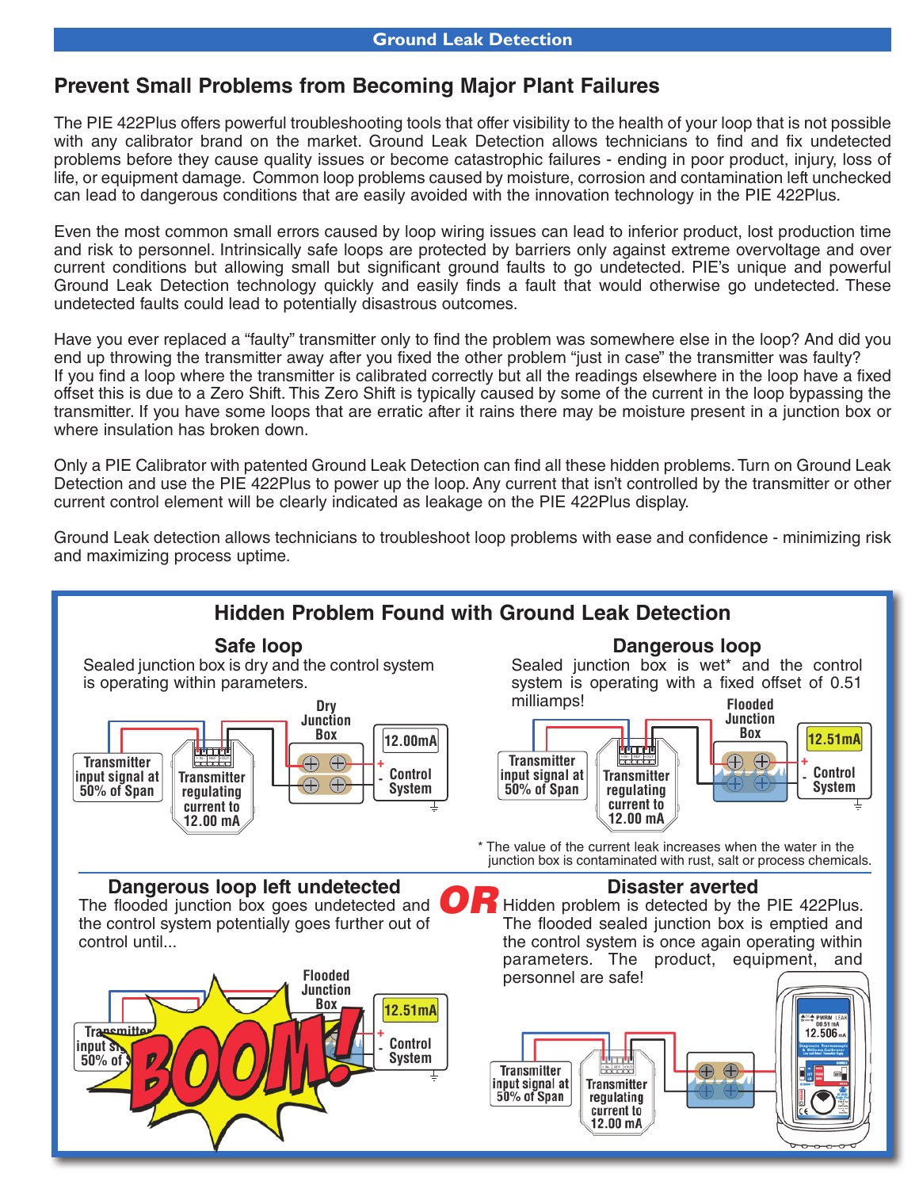## Ground Leak Detection

# Prevent Small Problems from Becoming Major Plant Failures

The PIE 422Plus offers powerful troubleshooting tools that offer visibility to the health of your loop that is not possible with any calibrator brand on the market. Ground Leak Detection allows technicians to find and fix undetected problems before they cause quality issues or become catastrophic failures - ending in poor product, injury, loss of life, or equipment damage. Common loop problems caused by moisture, corrosion and contamination left unchecked can lead to dangerous conditions that are easily avoided with the innovation technology in the PIE 422Plus.

Even the most common small errors caused by loop wiring issues can lead to inferior product, lost production time and risk to personnel. Intrinsically safe loops are protected by barriers only against extreme overvoltage and over current conditions but allowing small but significant ground faults to go undetected. PIE's unique and powerful Ground Leak Detection technology quickly and easily finds a fault that would otherwise go undetected. These undetected faults could lead to potentially disastrous outcomes.

Have you ever replaced a "faulty" transmitter only to find the problem was somewhere else in the loop? And did you end up throwing the transmitter away after you fixed the other problem "just in case" the transmitter was faulty? If you find a loop where the transmitter is calibrated correctly but all the readings elsewhere in the loop have a fixed offset this is due to a Zero Shift. This Zero Shift is typically caused by some of the current in the loop bypassing the transmitter. If you have some loops that are erratic after it rains there may be moisture present in a junction box or where insulation has broken down.

Only a PIE Calibrator with patented Ground Leak Detection can find all these hidden problems. Turn on Ground Leak Detection and use the PIE 422Plus to power up the loop. Any current that isn't controlled by the transmitter or other current control element will be clearly indicated as leakage on the PIE 422Plus display.

Ground Leak detection allows technicians to troubleshoot loop problems with ease and confidence - minimizing risk and maximizing process uptime.

## Hidden Problem Found with Ground Leak Detection

### Safe loop

Sealed junction box is dry and the control system is operating within parameters.

Transmitter input signal at 50% of Span | Transmitter regulating current to 12.00 mA | Dry Junction Box | 12.00mA | Control System

### Dangerous loop

Sealed junction box is wet* and the control system is operating with a fixed offset of 0.51 milliamps!

Transmitter input signal at 50% of Span | Transmitter regulating current to 12.00 mA | Flooded Junction Box | 12.51mA | Control System

\* The value of the current leak increases when the water in the junction box is contaminated with rust, salt or process chemicals.

### Dangerous loop left undetected

The flooded junction box goes undetected and the control system potentially goes further out of control until...

Transmitter input signal at 50% of Span | Flooded Junction Box | 12.51mA | Control System | BOOM!

**OR**

### Disaster averted

Hidden problem is detected by the PIE 422Plus. The flooded sealed junction box is emptied and the control system is once again operating within parameters. The product, equipment, and personnel are safe!

Transmitter input signal at 50% of Span | Transmitter regulating current to 12.00 mA | PWRM LEAK 00.51 mA | 12.506 mA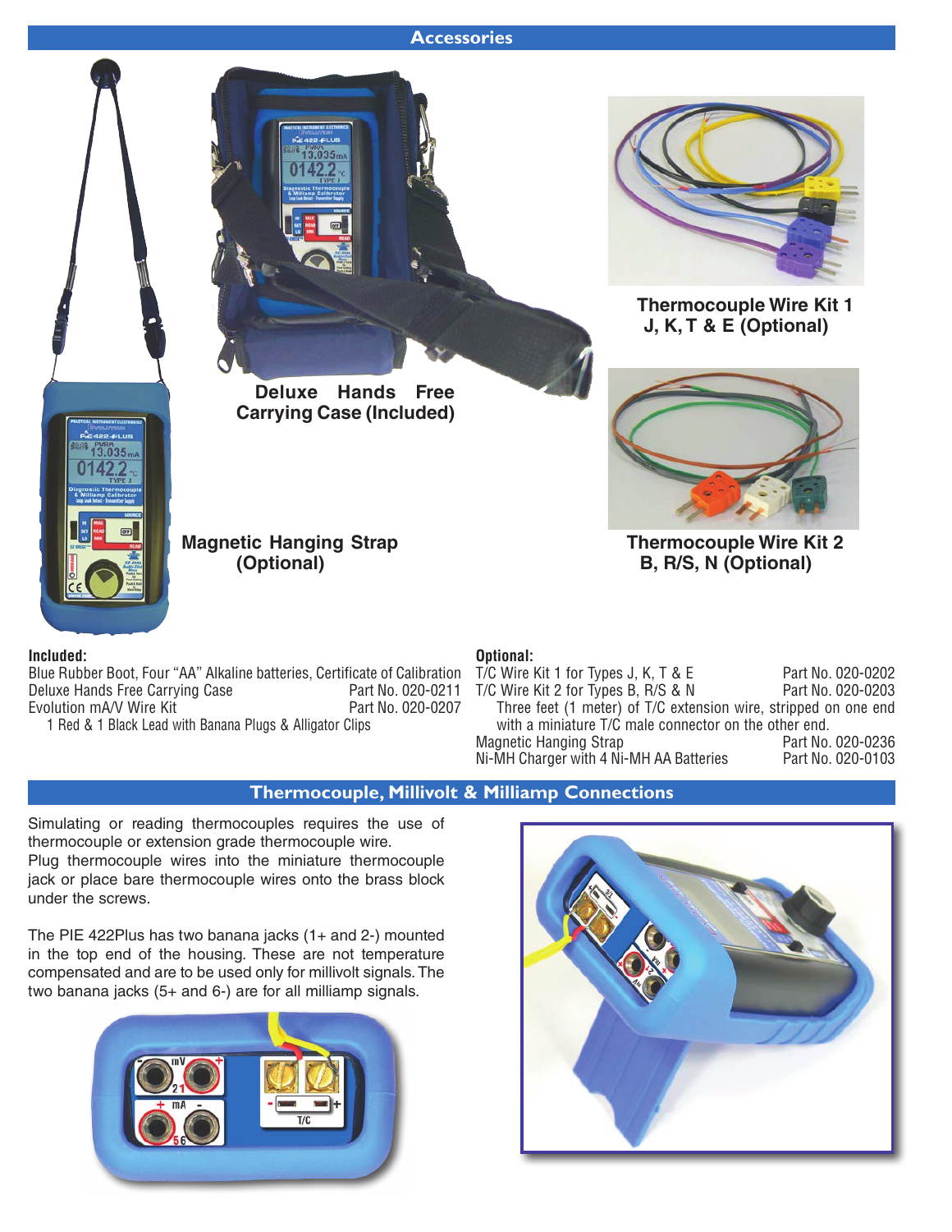## Accessories

**Deluxe Hands Free Carrying Case (Included)**

**Thermocouple Wire Kit 1 J, K, T & E (Optional)**

**Thermocouple Wire Kit 2 B, R/S, N (Optional)**

**Magnetic Hanging Strap (Optional)**

**Included:**

Blue Rubber Boot, Four "AA" Alkaline batteries, Certificate of Calibration

Deluxe Hands Free Carrying Case — Part No. 020-0211

Evolution mA/V Wire Kit — Part No. 020-0207

1 Red & 1 Black Lead with Banana Plugs & Alligator Clips

**Optional:**

T/C Wire Kit 1 for Types J, K, T & E — Part No. 020-0202

T/C Wire Kit 2 for Types B, R/S & N — Part No. 020-0203

Three feet (1 meter) of T/C extension wire, stripped on one end with a miniature T/C male connector on the other end.

Magnetic Hanging Strap — Part No. 020-0236

Ni-MH Charger with 4 Ni-MH AA Batteries — Part No. 020-0103

## Thermocouple, Millivolt & Milliamp Connections

Simulating or reading thermocouples requires the use of thermocouple or extension grade thermocouple wire. Plug thermocouple wires into the miniature thermocouple jack or place bare thermocouple wires onto the brass block under the screws.

The PIE 422Plus has two banana jacks (1+ and 2-) mounted in the top end of the housing. These are not temperature compensated and are to be used only for millivolt signals. The two banana jacks (5+ and 6-) are for all milliamp signals.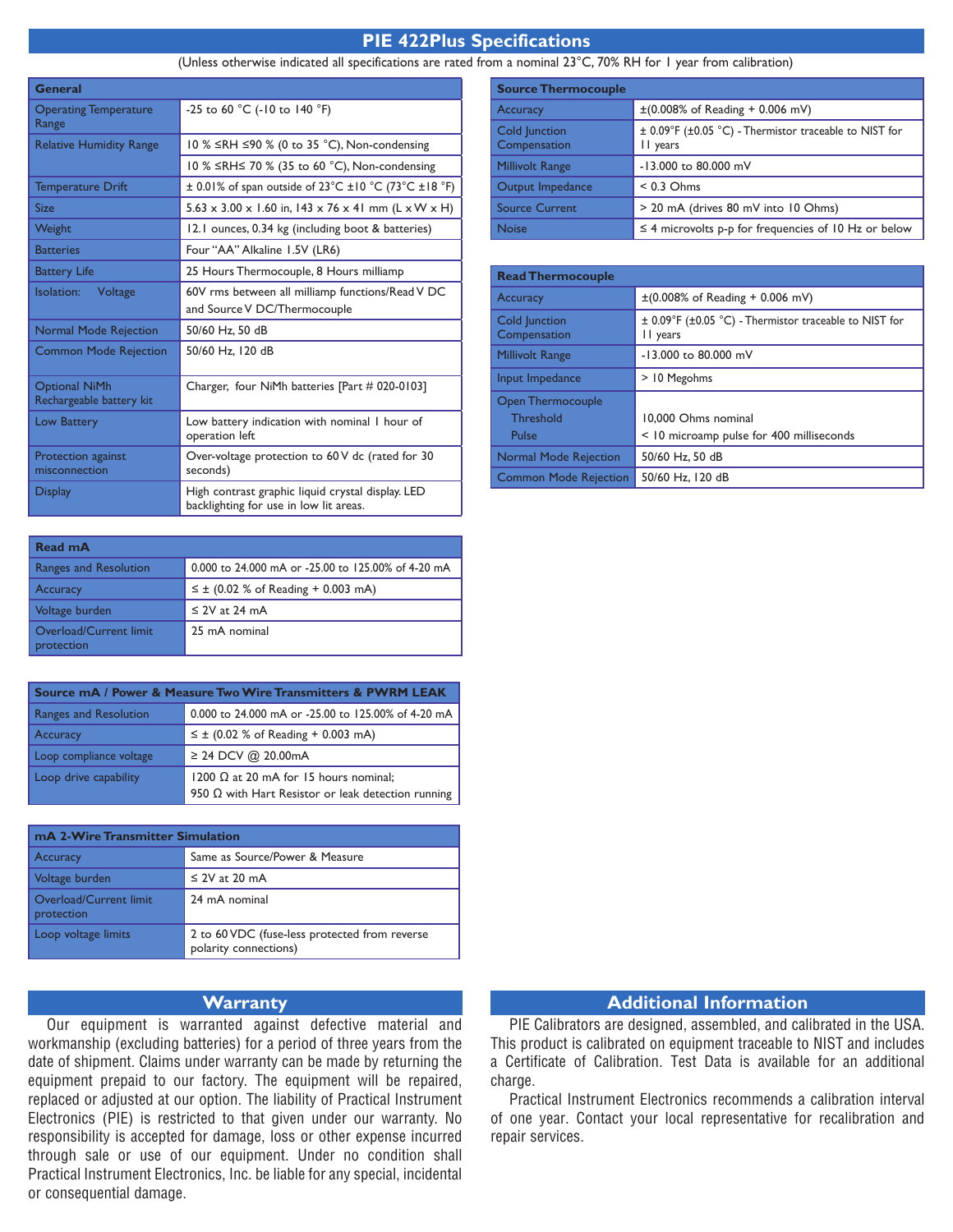# PIE 422Plus Specifications

(Unless otherwise indicated all specifications are rated from a nominal 23°C, 70% RH for 1 year from calibration)

| General | |
|---|---|
| Operating Temperature Range | -25 to 60 °C (-10 to 140 °F) |
| Relative Humidity Range | 10 % ≤RH ≤90 % (0 to 35 °C), Non-condensing |
| | 10 % ≤RH≤ 70 % (35 to 60 °C), Non-condensing |
| Temperature Drift | ± 0.01% of span outside of 23°C ±10 °C (73°C ±18 °F) |
| Size | 5.63 x 3.00 x 1.60 in, 143 x 76 x 41 mm (L x W x H) |
| Weight | 12.1 ounces, 0.34 kg (including boot & batteries) |
| Batteries | Four "AA" Alkaline 1.5V (LR6) |
| Battery Life | 25 Hours Thermocouple, 8 Hours milliamp |
| Isolation: Voltage | 60V rms between all milliamp functions/Read V DC and Source V DC/Thermocouple |
| Normal Mode Rejection | 50/60 Hz, 50 dB |
| Common Mode Rejection | 50/60 Hz, 120 dB |
| Optional NiMh Rechargeable battery kit | Charger, four NiMh batteries [Part # 020-0103] |
| Low Battery | Low battery indication with nominal 1 hour of operation left |
| Protection against misconnection | Over-voltage protection to 60 V dc (rated for 30 seconds) |
| Display | High contrast graphic liquid crystal display. LED backlighting for use in low lit areas. |

| Read mA | |
|---|---|
| Ranges and Resolution | 0.000 to 24.000 mA or -25.00 to 125.00% of 4-20 mA |
| Accuracy | ≤ ± (0.02 % of Reading + 0.003 mA) |
| Voltage burden | ≤ 2V at 24 mA |
| Overload/Current limit protection | 25 mA nominal |

| Source mA / Power & Measure Two Wire Transmitters & PWRM LEAK | |
|---|---|
| Ranges and Resolution | 0.000 to 24.000 mA or -25.00 to 125.00% of 4-20 mA |
| Accuracy | ≤ ± (0.02 % of Reading + 0.003 mA) |
| Loop compliance voltage | ≥ 24 DCV @ 20.00mA |
| Loop drive capability | 1200 Ω at 20 mA for 15 hours nominal; 950 Ω with Hart Resistor or leak detection running |

| mA 2-Wire Transmitter Simulation | |
|---|---|
| Accuracy | Same as Source/Power & Measure |
| Voltage burden | ≤ 2V at 20 mA |
| Overload/Current limit protection | 24 mA nominal |
| Loop voltage limits | 2 to 60 VDC (fuse-less protected from reverse polarity connections) |

| Source Thermocouple | |
|---|---|
| Accuracy | ±(0.008% of Reading + 0.006 mV) |
| Cold Junction Compensation | ± 0.09°F (±0.05 °C) - Thermistor traceable to NIST for 11 years |
| Millivolt Range | -13.000 to 80.000 mV |
| Output Impedance | < 0.3 Ohms |
| Source Current | > 20 mA (drives 80 mV into 10 Ohms) |
| Noise | ≤ 4 microvolts p-p for frequencies of 10 Hz or below |

| Read Thermocouple | |
|---|---|
| Accuracy | ±(0.008% of Reading + 0.006 mV) |
| Cold Junction Compensation | ± 0.09°F (±0.05 °C) - Thermistor traceable to NIST for 11 years |
| Millivolt Range | -13.000 to 80.000 mV |
| Input Impedance | > 10 Megohms |
| Open Thermocouple Threshold | 10,000 Ohms nominal |
| Pulse | < 10 microamp pulse for 400 milliseconds |
| Normal Mode Rejection | 50/60 Hz, 50 dB |
| Common Mode Rejection | 50/60 Hz, 120 dB |

## Warranty

Our equipment is warranted against defective material and workmanship (excluding batteries) for a period of three years from the date of shipment. Claims under warranty can be made by returning the equipment prepaid to our factory. The equipment will be repaired, replaced or adjusted at our option. The liability of Practical Instrument Electronics (PIE) is restricted to that given under our warranty. No responsibility is accepted for damage, loss or other expense incurred through sale or use of our equipment. Under no condition shall Practical Instrument Electronics, Inc. be liable for any special, incidental or consequential damage.

## Additional Information

PIE Calibrators are designed, assembled, and calibrated in the USA. This product is calibrated on equipment traceable to NIST and includes a Certificate of Calibration. Test Data is available for an additional charge.

Practical Instrument Electronics recommends a calibration interval of one year. Contact your local representative for recalibration and repair services.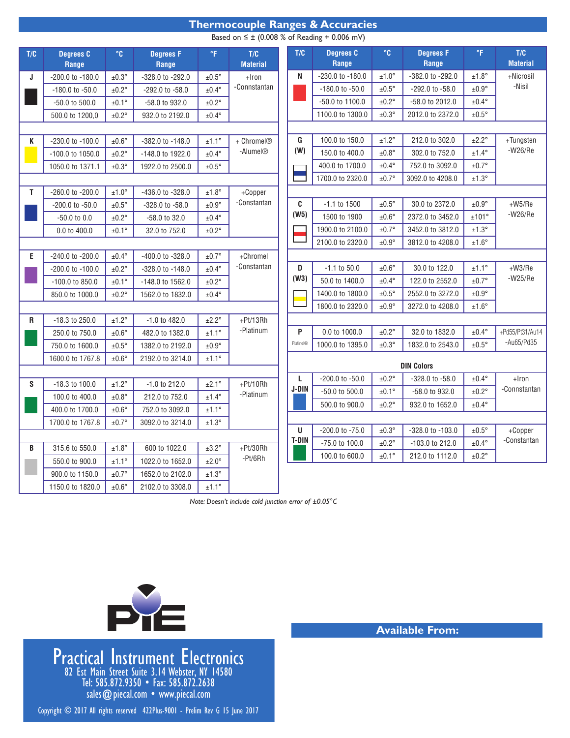# Thermocouple Ranges & Accuracies

Based on ≤ ± (0.008 % of Reading + 0.006 mV)

| T/C | Degrees C Range | °C | Degrees F Range | °F | T/C Material |
|---|---|---|---|---|---|
| J | -200.0 to -180.0 | ±0.3° | -328.0 to -292.0 | ±0.5° | +Iron |
| | -180.0 to -50.0 | ±0.2° | -292.0 to -58.0 | ±0.4° | -Connstantan |
| | -50.0 to 500.0 | ±0.1° | -58.0 to 932.0 | ±0.2° | |
| | 500.0 to 1200,0 | ±0.2° | 932.0 to 2192.0 | ±0.4° | |
| K | -230.0 to -100.0 | ±0.6° | -382.0 to -148.0 | ±1.1° | + Chromel® |
| | -100.0 to 1050.0 | ±0.2° | -148.0 to 1922.0 | ±0.4° | -Alumel® |
| | 1050.0 to 1371.1 | ±0.3° | 1922.0 to 2500.0 | ±0.5° | |
| T | -260.0 to -200.0 | ±1.0° | -436.0 to -328.0 | ±1.8° | +Copper |
| | -200.0 to -50.0 | ±0.5° | -328.0 to -58.0 | ±0.9° | -Constantan |
| | -50.0 to 0.0 | ±0.2° | -58.0 to 32.0 | ±0.4° | |
| | 0.0 to 400.0 | ±0.1° | 32.0 to 752.0 | ±0.2° | |
| E | -240.0 to -200.0 | ±0.4° | -400.0 to -328.0 | ±0.7° | +Chromel |
| | -200.0 to -100.0 | ±0.2° | -328.0 to -148.0 | ±0.4° | -Constantan |
| | -100.0 to 850.0 | ±0.1° | -148.0 to 1562.0 | ±0.2° | |
| | 850.0 to 1000.0 | ±0.2° | 1562.0 to 1832.0 | ±0.4° | |
| R | -18.3 to 250.0 | ±1.2° | -1.0 to 482.0 | ±2.2° | +Pt/13Rh |
| | 250.0 to 750.0 | ±0.6° | 482.0 to 1382.0 | ±1.1° | -Platinum |
| | 750.0 to 1600.0 | ±0.5° | 1382.0 to 2192.0 | ±0.9° | |
| | 1600.0 to 1767.8 | ±0.6° | 2192.0 to 3214.0 | ±1.1° | |
| S | -18.3 to 100.0 | ±1.2° | -1.0 to 212.0 | ±2.1° | +Pt/10Rh |
| | 100.0 to 400.0 | ±0.8° | 212.0 to 752.0 | ±1.4° | -Platinum |
| | 400.0 to 1700.0 | ±0.6° | 752.0 to 3092.0 | ±1.1° | |
| | 1700.0 to 1767.8 | ±0.7° | 3092.0 to 3214.0 | ±1.3° | |
| B | 315.6 to 550.0 | ±1.8° | 600 to 1022.0 | ±3.2° | +Pt/30Rh |
| | 550.0 to 900.0 | ±1.1° | 1022.0 to 1652.0 | ±2.0° | -Pt/6Rh |
| | 900.0 to 1150.0 | ±0.7° | 1652.0 to 2102.0 | ±1.3° | |
| | 1150.0 to 1820.0 | ±0.6° | 2102.0 to 3308.0 | ±1.1° | |

| T/C | Degrees C Range | °C | Degrees F Range | °F | T/C Material |
|---|---|---|---|---|---|
| N | -230.0 to -180.0 | ±1.0° | -382.0 to -292.0 | ±1.8° | +Nicrosil |
| | -180.0 to -50.0 | ±0.5° | -292.0 to -58.0 | ±0.9° | -Nisil |
| | -50.0 to 1100.0 | ±0.2° | -58.0 to 2012.0 | ±0.4° | |
| | 1100.0 to 1300.0 | ±0.3° | 2012.0 to 2372.0 | ±0.5° | |
| G (W) | 100.0 to 150.0 | ±1.2° | 212.0 to 302.0 | ±2.2° | +Tungsten |
| | 150.0 to 400.0 | ±0.8° | 302.0 to 752.0 | ±1.4° | -W26/Re |
| | 400.0 to 1700.0 | ±0.4° | 752.0 to 3092.0 | ±0.7° | |
| | 1700.0 to 2320.0 | ±0.7° | 3092.0 to 4208.0 | ±1.3° | |
| C (W5) | -1.1 to 1500 | ±0.5° | 30.0 to 2372.0 | ±0.9° | +W5/Re |
| | 1500 to 1900 | ±0.6° | 2372.0 to 3452.0 | ±101° | -W26/Re |
| | 1900.0 to 2100.0 | ±0.7° | 3452.0 to 3812.0 | ±1.3° | |
| | 2100.0 to 2320.0 | ±0.9° | 3812.0 to 4208.0 | ±1.6° | |
| D (W3) | -1.1 to 50.0 | ±0.6° | 30.0 to 122.0 | ±1.1° | +W3/Re |
| | 50.0 to 1400.0 | ±0.4° | 122.0 to 2552.0 | ±0.7° | -W25/Re |
| | 1400.0 to 1800.0 | ±0.5° | 2552.0 to 3272.0 | ±0.9° | |
| | 1800.0 to 2320.0 | ±0.9° | 3272.0 to 4208.0 | ±1.6° | |
| P Platinel® | 0.0 to 1000.0 | ±0.2° | 32.0 to 1832.0 | ±0.4° | +Pd55/Pt31/Au14 |
| | 1000.0 to 1395.0 | ±0.3° | 1832.0 to 2543.0 | ±0.5° | -Au65/Pd35 |

**DIN Colors**

| T/C | Degrees C Range | °C | Degrees F Range | °F | T/C Material |
|---|---|---|---|---|---|
| L J-DIN | -200.0 to -50.0 | ±0.2° | -328.0 to -58.0 | ±0.4° | +Iron |
| | -50.0 to 500.0 | ±0.1° | -58.0 to 932.0 | ±0.2° | -Connstantan |
| | 500.0 to 900.0 | ±0.2° | 932.0 to 1652.0 | ±0.4° | |
| U T-DIN | -200.0 to -75.0 | ±0.3° | -328.0 to -103.0 | ±0.5° | +Copper |
| | -75.0 to 100.0 | ±0.2° | -103.0 to 212.0 | ±0.4° | -Constantan |
| | 100.0 to 600.0 | ±0.1° | 212.0 to 1112.0 | ±0.2° | |

*Note: Doesn't include cold junction error of ±0.05°C*

PIE

**Practical Instrument Electronics**
82 Est Main Street Suite 3.14 Webster, NY 14580
Tel: 585.872.9350 • Fax: 585.872.2638
sales@piecal.com • www.piecal.com

Copyright © 2017 All rights reserved 422Plus-9001 - Prelim Rev G 15 June 2017

**Available From:**